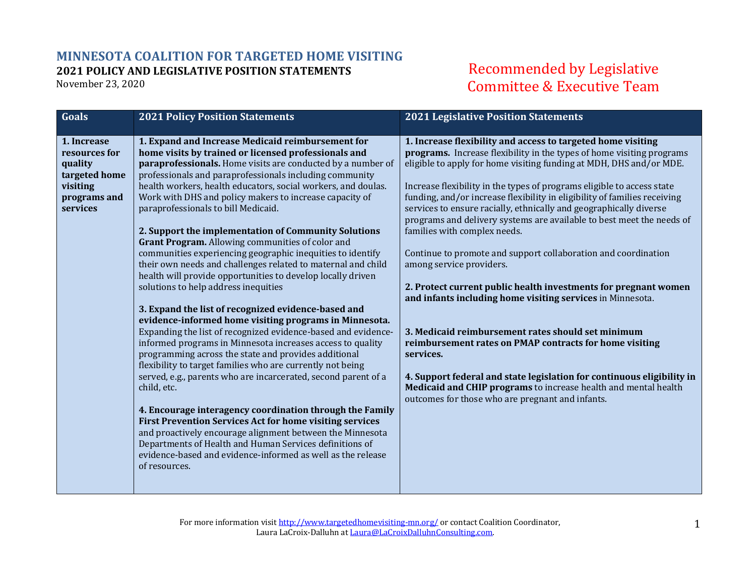# MINNESOTA COALITION FOR TARGETED HOME VISITING

## 2021 POLICY AND LEGISLATIVE POSITION STATEMENTS

November 23, 2020

Recommended by Legislative Committee & Executive Team

| Goals | 2021 Policy Position Statements | 2021 Legislative Position Statements |
|---|---|---|
| **1. Increase resources for quality targeted home visiting programs and services** | **1. Expand and Increase Medicaid reimbursement for home visits by trained or licensed professionals and paraprofessionals.** Home visits are conducted by a number of professionals and paraprofessionals including community health workers, health educators, social workers, and doulas. Work with DHS and policy makers to increase capacity of paraprofessionals to bill Medicaid.<br><br>**2. Support the implementation of Community Solutions Grant Program.** Allowing communities of color and communities experiencing geographic inequities to identify their own needs and challenges related to maternal and child health will provide opportunities to develop locally driven solutions to help address inequities<br><br>**3. Expand the list of recognized evidence-based and evidence-informed home visiting programs in Minnesota.** Expanding the list of recognized evidence-based and evidence-informed programs in Minnesota increases access to quality programming across the state and provides additional flexibility to target families who are currently not being served, e.g., parents who are incarcerated, second parent of a child, etc.<br><br>**4. Encourage interagency coordination through the Family First Prevention Services Act for home visiting services** and proactively encourage alignment between the Minnesota Departments of Health and Human Services definitions of evidence-based and evidence-informed as well as the release of resources. | **1. Increase flexibility and access to targeted home visiting programs.** Increase flexibility in the types of home visiting programs eligible to apply for home visiting funding at MDH, DHS and/or MDE.<br><br>Increase flexibility in the types of programs eligible to access state funding, and/or increase flexibility in eligibility of families receiving services to ensure racially, ethnically and geographically diverse programs and delivery systems are available to best meet the needs of families with complex needs.<br><br>Continue to promote and support collaboration and coordination among service providers.<br><br>**2. Protect current public health investments for pregnant women and infants including home visiting services** in Minnesota.<br><br>**3. Medicaid reimbursement rates should set minimum reimbursement rates on PMAP contracts for home visiting services.**<br><br>**4. Support federal and state legislation for continuous eligibility in Medicaid and CHIP programs** to increase health and mental health outcomes for those who are pregnant and infants. |

For more information visit http://www.targetedhomevisiting-mn.org/ or contact Coalition Coordinator, Laura LaCroix-Dalluhn at Laura@LaCroixDalluhnConsulting.com.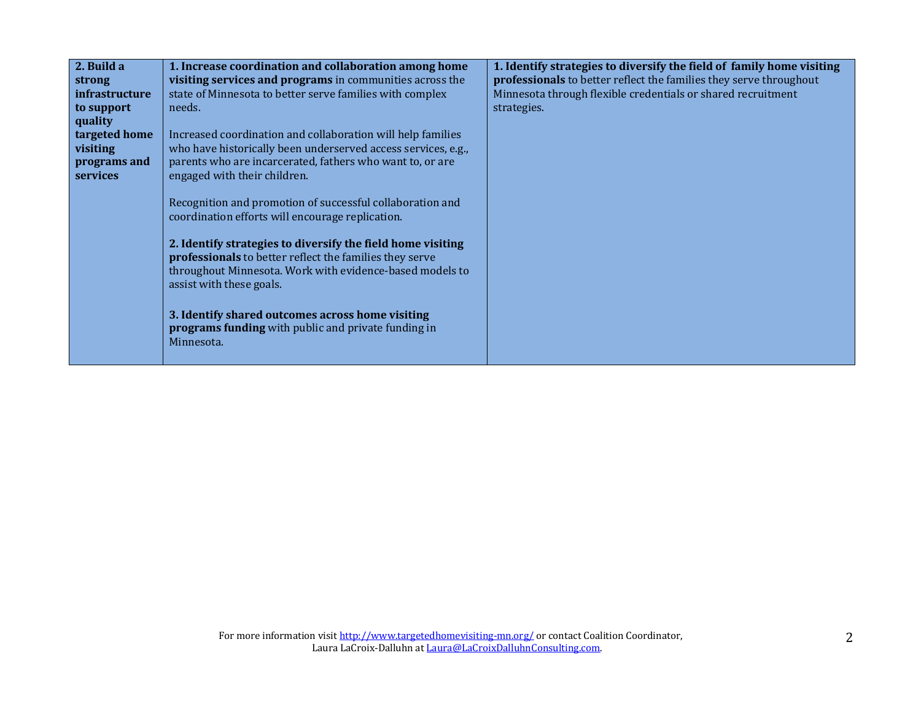| | | |
|---|---|---|
| **2. Build a strong infrastructure to support quality targeted home visiting programs and services** | **1. Increase coordination and collaboration among home visiting services and programs** in communities across the state of Minnesota to better serve families with complex needs.<br><br>Increased coordination and collaboration will help families who have historically been underserved access services, e.g., parents who are incarcerated, fathers who want to, or are engaged with their children.<br><br>Recognition and promotion of successful collaboration and coordination efforts will encourage replication.<br><br>**2. Identify strategies to diversify the field home visiting professionals** to better reflect the families they serve throughout Minnesota. Work with evidence-based models to assist with these goals.<br><br>**3. Identify shared outcomes across home visiting programs funding** with public and private funding in Minnesota. | **1. Identify strategies to diversify the field of family home visiting professionals** to better reflect the families they serve throughout Minnesota through flexible credentials or shared recruitment strategies. |

For more information visit http://www.targetedhomevisiting-mn.org/ or contact Coalition Coordinator, Laura LaCroix-Dalluhn at Laura@LaCroixDalluhnConsulting.com.